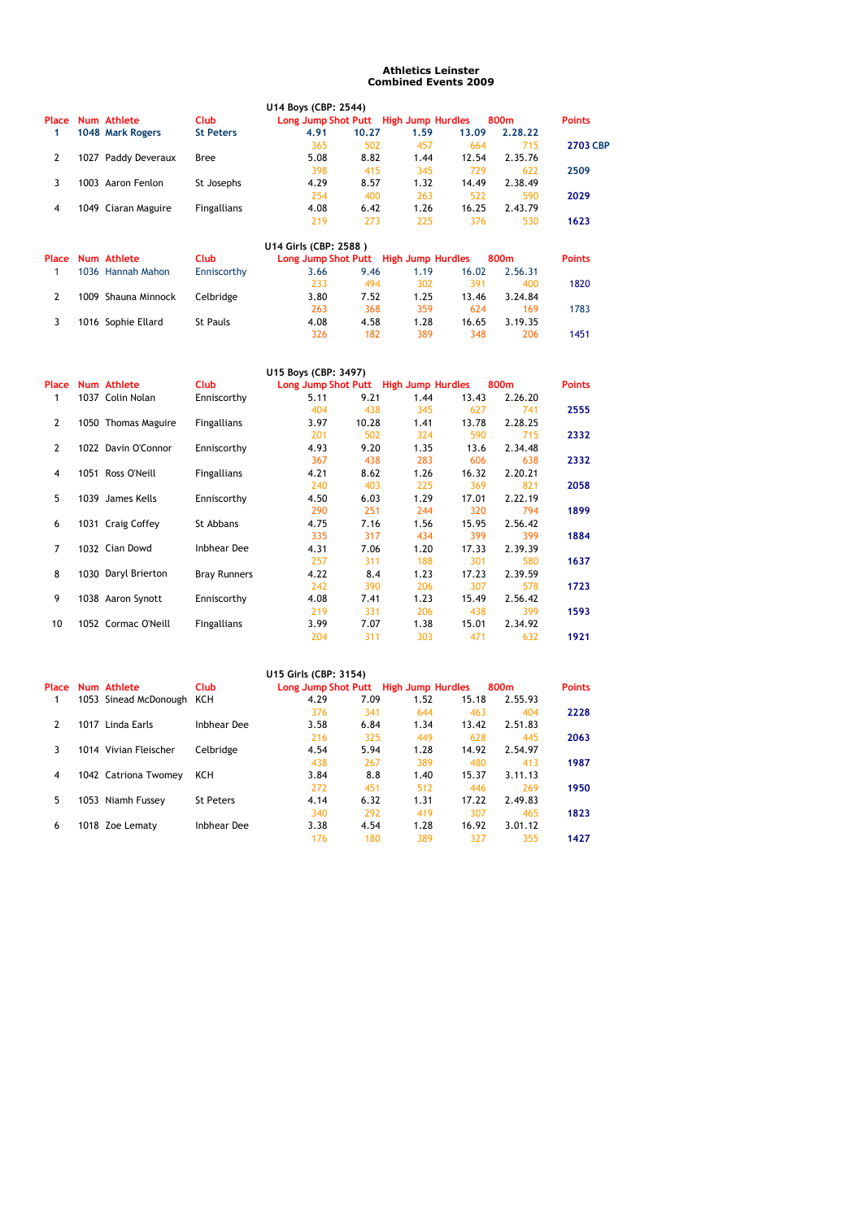# Athletics Leinster
## Combined Events 2009

### U14 Boys (CBP: 2544)

| Place | Num | Athlete | Club | Long Jump | Shot Putt | High Jump | Hurdles | 800m | Points |
|---|---|---|---|---|---|---|---|---|---|
| 1 | 1048 | Mark Rogers | St Peters | 4.91 | 10.27 | 1.59 | 13.09 | 2.28.22 | |
| | | | | 365 | 502 | 457 | 664 | 715 | 2703 CBP |
| 2 | 1027 | Paddy Deveraux | Bree | 5.08 | 8.82 | 1.44 | 12.54 | 2.35.76 | |
| | | | | 398 | 415 | 345 | 729 | 622 | 2509 |
| 3 | 1003 | Aaron Fenlon | St Josephs | 4.29 | 8.57 | 1.32 | 14.49 | 2.38.49 | |
| | | | | 254 | 400 | 263 | 522 | 590 | 2029 |
| 4 | 1049 | Ciaran Maguire | Fingallians | 4.08 | 6.42 | 1.26 | 16.25 | 2.43.79 | |
| | | | | 219 | 273 | 225 | 376 | 530 | 1623 |

### U14 Girls (CBP: 2588 )

| Place | Num | Athlete | Club | Long Jump | Shot Putt | High Jump | Hurdles | 800m | Points |
|---|---|---|---|---|---|---|---|---|---|
| 1 | 1036 | Hannah Mahon | Enniscorthy | 3.66 | 9.46 | 1.19 | 16.02 | 2.56.31 | |
| | | | | 233 | 494 | 302 | 391 | 400 | 1820 |
| 2 | 1009 | Shauna Minnock | Celbridge | 3.80 | 7.52 | 1.25 | 13.46 | 3.24.84 | |
| | | | | 263 | 368 | 359 | 624 | 169 | 1783 |
| 3 | 1016 | Sophie Ellard | St Pauls | 4.08 | 4.58 | 1.28 | 16.65 | 3.19.35 | |
| | | | | 326 | 182 | 389 | 348 | 206 | 1451 |

### U15 Boys (CBP: 3497)

| Place | Num | Athlete | Club | Long Jump | Shot Putt | High Jump | Hurdles | 800m | Points |
|---|---|---|---|---|---|---|---|---|---|
| 1 | 1037 | Colin Nolan | Enniscorthy | 5.11 | 9.21 | 1.44 | 13.43 | 2.26.20 | |
| | | | | 404 | 438 | 345 | 627 | 741 | 2555 |
| 2 | 1050 | Thomas Maguire | Fingallians | 3.97 | 10.28 | 1.41 | 13.78 | 2.28.25 | |
| | | | | 201 | 502 | 324 | 590 | 715 | 2332 |
| 2 | 1022 | Davin O'Connor | Enniscorthy | 4.93 | 9.20 | 1.35 | 13.6 | 2.34.48 | |
| | | | | 367 | 438 | 283 | 606 | 638 | 2332 |
| 4 | 1051 | Ross O'Neill | Fingallians | 4.21 | 8.62 | 1.26 | 16.32 | 2.20.21 | |
| | | | | 240 | 403 | 225 | 369 | 821 | 2058 |
| 5 | 1039 | James Kells | Enniscorthy | 4.50 | 6.03 | 1.29 | 17.01 | 2.22.19 | |
| | | | | 290 | 251 | 244 | 320 | 794 | 1899 |
| 6 | 1031 | Craig Coffey | St Abbans | 4.75 | 7.16 | 1.56 | 15.95 | 2.56.42 | |
| | | | | 335 | 317 | 434 | 399 | 399 | 1884 |
| 7 | 1032 | Cian Dowd | Inbhear Dee | 4.31 | 7.06 | 1.20 | 17.33 | 2.39.39 | |
| | | | | 257 | 311 | 188 | 301 | 580 | 1637 |
| 8 | 1030 | Daryl Brierton | Bray Runners | 4.22 | 8.4 | 1.23 | 17.23 | 2.39.59 | |
| | | | | 242 | 390 | 206 | 307 | 578 | 1723 |
| 9 | 1038 | Aaron Synott | Enniscorthy | 4.08 | 7.41 | 1.23 | 15.49 | 2.56.42 | |
| | | | | 219 | 331 | 206 | 438 | 399 | 1593 |
| 10 | 1052 | Cormac O'Neill | Fingallians | 3.99 | 7.07 | 1.38 | 15.01 | 2.34.92 | |
| | | | | 204 | 311 | 303 | 471 | 632 | 1921 |

### U15 Girls (CBP: 3154)

| Place | Num | Athlete | Club | Long Jump | Shot Putt | High Jump | Hurdles | 800m | Points |
|---|---|---|---|---|---|---|---|---|---|
| 1 | 1053 | Sinead McDonough | KCH | 4.29 | 7.09 | 1.52 | 15.18 | 2.55.93 | |
| | | | | 376 | 341 | 644 | 463 | 404 | 2228 |
| 2 | 1017 | Linda Earls | Inbhear Dee | 3.58 | 6.84 | 1.34 | 13.42 | 2.51.83 | |
| | | | | 216 | 325 | 449 | 628 | 445 | 2063 |
| 3 | 1014 | Vivian Fleischer | Celbridge | 4.54 | 5.94 | 1.28 | 14.92 | 2.54.97 | |
| | | | | 438 | 267 | 389 | 480 | 413 | 1987 |
| 4 | 1042 | Catriona Twomey | KCH | 3.84 | 8.8 | 1.40 | 15.37 | 3.11.13 | |
| | | | | 272 | 451 | 512 | 446 | 269 | 1950 |
| 5 | 1053 | Niamh Fussey | St Peters | 4.14 | 6.32 | 1.31 | 17.22 | 2.49.83 | |
| | | | | 340 | 292 | 419 | 307 | 465 | 1823 |
| 6 | 1018 | Zoe Lematy | Inbhear Dee | 3.38 | 4.54 | 1.28 | 16.92 | 3.01.12 | |
| | | | | 176 | 180 | 389 | 327 | 355 | 1427 |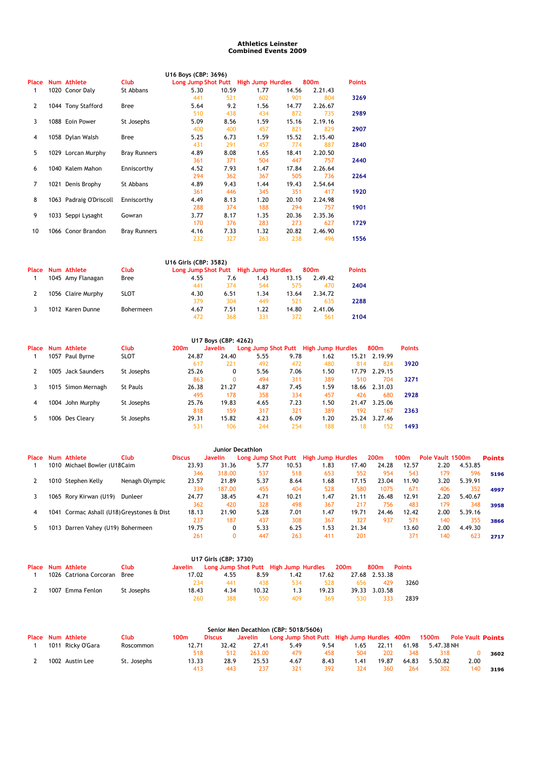# Athletics Leinster
## Combined Events 2009

### U16 Boys (CBP: 3696)

| Place | Num | Athlete | Club | Long Jump | Shot Putt | High Jump | Hurdles | 800m | Points |
|---|---|---|---|---|---|---|---|---|---|
| 1 | 1020 | Conor Daly | St Abbans | 5.30 | 10.59 | 1.77 | 14.56 | 2.21.43 | |
| | | | | 441 | 521 | 602 | 901 | 804 | 3269 |
| 2 | 1044 | Tony Stafford | Bree | 5.64 | 9.2 | 1.56 | 14.77 | 2.26.67 | |
| | | | | 510 | 438 | 434 | 872 | 735 | 2989 |
| 3 | 1088 | Eoin Power | St Josephs | 5.09 | 8.56 | 1.59 | 15.16 | 2.19.16 | |
| | | | | 400 | 400 | 457 | 821 | 829 | 2907 |
| 4 | 1058 | Dylan Walsh | Bree | 5.25 | 6.73 | 1.59 | 15.52 | 2.15.40 | |
| | | | | 431 | 291 | 457 | 774 | 887 | 2840 |
| 5 | 1029 | Lorcan Murphy | Bray Runners | 4.89 | 8.08 | 1.65 | 18.41 | 2.20.50 | |
| | | | | 361 | 371 | 504 | 447 | 757 | 2440 |
| 6 | 1040 | Kalem Mahon | Enniscorthy | 4.52 | 7.93 | 1.47 | 17.84 | 2.26.64 | |
| | | | | 294 | 362 | 367 | 505 | 736 | 2264 |
| 7 | 1021 | Denis Brophy | St Abbans | 4.89 | 9.43 | 1.44 | 19.43 | 2.54.64 | |
| | | | | 361 | 446 | 345 | 351 | 417 | 1920 |
| 8 | 1063 | Padraig O'Driscoll | Enniscorthy | 4.49 | 8.13 | 1.20 | 20.10 | 2.24.98 | |
| | | | | 288 | 374 | 188 | 294 | 757 | 1901 |
| 9 | 1033 | Seppi Lysaght | Gowran | 3.77 | 8.17 | 1.35 | 20.36 | 2.35.36 | |
| | | | | 170 | 376 | 283 | 273 | 627 | 1729 |
| 10 | 1066 | Conor Brandon | Bray Runners | 4.16 | 7.33 | 1.32 | 20.82 | 2.46.90 | |
| | | | | 232 | 327 | 263 | 238 | 496 | 1556 |

### U16 Girls (CBP: 3582)

| Place | Num | Athlete | Club | Long Jump | Shot Putt | High Jump | Hurdles | 800m | Points |
|---|---|---|---|---|---|---|---|---|---|
| 1 | 1045 | Amy Flanagan | Bree | 4.55 | 7.6 | 1.43 | 13.15 | 2.49.42 | |
| | | | | 441 | 374 | 544 | 575 | 470 | 2404 |
| 2 | 1056 | Claire Murphy | SLOT | 4.30 | 6.51 | 1.34 | 13.64 | 2.34.72 | |
| | | | | 379 | 304 | 449 | 521 | 635 | 2288 |
| 3 | 1012 | Karen Dunne | Bohermeen | 4.67 | 7.51 | 1.22 | 14.80 | 2.41.06 | |
| | | | | 472 | 368 | 331 | 372 | 561 | 2104 |

### U17 Boys (CBP: 4262)

| Place | Num | Athlete | Club | 200m | Javelin | Long Jump | Shot Putt | High Jump | Hurdles | 800m | Points |
|---|---|---|---|---|---|---|---|---|---|---|---|
| 1 | 1057 | Paul Byrne | SLOT | 24.87 | 24.40 | 5.55 | 9.78 | 1.62 | 15.21 | 2.19.99 | |
| | | | | 617 | 221 | 492 | 472 | 480 | 814 | 824 | 3920 |
| 2 | 1005 | Jack Saunders | St Josephs | 25.26 | 0 | 5.56 | 7.06 | 1.50 | 17.79 | 2.29.15 | |
| | | | | 863 | 0 | 494 | 311 | 389 | 510 | 704 | 3271 |
| 3 | 1015 | Simon Mernagh | St Pauls | 26.38 | 21.27 | 4.87 | 7.45 | 1.59 | 18.66 | 2.31.03 | |
| | | | | 495 | 178 | 358 | 334 | 457 | 426 | 680 | 2928 |
| 4 | 1004 | John Murphy | St Josephs | 25.76 | 19.83 | 4.65 | 7.23 | 1.50 | 21.47 | 3.25.06 | |
| | | | | 818 | 159 | 317 | 321 | 389 | 192 | 167 | 2363 |
| 5 | 1006 | Des Cleary | St Josephs | 29.31 | 15.82 | 4.23 | 6.09 | 1.20 | 25.24 | 3.27.46 | |
| | | | | 531 | 106 | 244 | 254 | 188 | 18 | 152 | 1493 |

### Junior Decathlon

| Place | Num | Athlete | Club | Discus | Javelin | Long Jump | Shot Putt | High Jump | Hurdles | 200m | 100m | Pole Vault | 1500m | Points |
|---|---|---|---|---|---|---|---|---|---|---|---|---|---|---|
| 1 | 1010 | Michael Bowler (U18 | Caim | 23.93 | 31.36 | 5.77 | 10.53 | 1.83 | 17.40 | 24.28 | 12.57 | 2.20 | 4.53.85 | |
| | | | | 346 | 318.00 | 537 | 518 | 653 | 552 | 954 | 543 | 179 | 596 | 5196 |
| 2 | 1010 | Stephen Kelly | Nenagh Olympic | 23.57 | 21.89 | 5.37 | 8.64 | 1.68 | 17.15 | 23.04 | 11.90 | 3.20 | 5.39.91 | |
| | | | | 339 | 187.00 | 455 | 404 | 528 | 580 | 1075 | 671 | 406 | 352 | 4997 |
| 3 | 1065 | Rory Kirwan (U19) | Dunleer | 24.77 | 38.45 | 4.71 | 10.21 | 1.47 | 21.11 | 26.48 | 12.91 | 2.20 | 5.40.67 | |
| | | | | 362 | 420 | 328 | 498 | 367 | 217 | 756 | 483 | 179 | 348 | 3958 |
| 4 | 1041 | Cormac Ashall (U18) | Greystones & Dist | 18.13 | 21.90 | 5.28 | 7.01 | 1.47 | 19.71 | 24.46 | 12.42 | 2.00 | 5.39.16 | |
| | | | | 237 | 187 | 437 | 308 | 367 | 327 | 937 | 571 | 140 | 355 | 3866 |
| 5 | 1013 | Darren Vahey (U19) | Bohermeen | 19.75 | 0 | 5.33 | 6.25 | 1.53 | 21.34 | | 13.60 | 2.00 | 4.49.30 | |
| | | | | 261 | 0 | 447 | 263 | 411 | 201 | | 371 | 140 | 623 | 2717 |

### U17 Girls (CBP: 3730)

| Place | Num | Athlete | Club | Javelin | Long Jump | Shot Putt | High Jump | Hurdles | 200m | 800m | Points |
|---|---|---|---|---|---|---|---|---|---|---|---|
| 1 | 1026 | Catriona Corcoran | Bree | 17.02 | 4.55 | 8.59 | 1.42 | 17.62 | 27.68 | 2.53.38 | |
| | | | | 234 | 441 | 438 | 534 | 528 | 656 | 429 | 3260 |
| 2 | 1007 | Emma Fenlon | St Josephs | 18.43 | 4.34 | 10.32 | 1.3 | 19.23 | 39.33 | 3.03.58 | |
| | | | | 260 | 388 | 550 | 409 | 369 | 530 | 333 | 2839 |

### Senior Men Decathlon (CBP: 5018/5606)

| Place | Num | Athlete | Club | 100m | Discus | Javelin | Long Jump | Shot Putt | High Jump | Hurdles | 400m | 1500m | Pole Vault | Points |
|---|---|---|---|---|---|---|---|---|---|---|---|---|---|---|
| 1 | 1011 | Ricky O'Gara | Roscommon | 12.71 | 32.42 | 27.41 | 5.49 | 9.54 | 1.65 | 22.11 | 61.98 | 5.47.38 | NH | |
| | | | | 518 | 512 | 263.00 | 479 | 458 | 504 | 202 | 348 | 318 | 0 | 3602 |
| 2 | 1002 | Austin Lee | St. Josephs | 13.33 | 28.9 | 25.53 | 4.67 | 8.43 | 1.41 | 19.87 | 64.83 | 5.50.82 | 2.00 | |
| | | | | 413 | 443 | 237 | 321 | 392 | 324 | 360 | 264 | 302 | 140 | 3196 |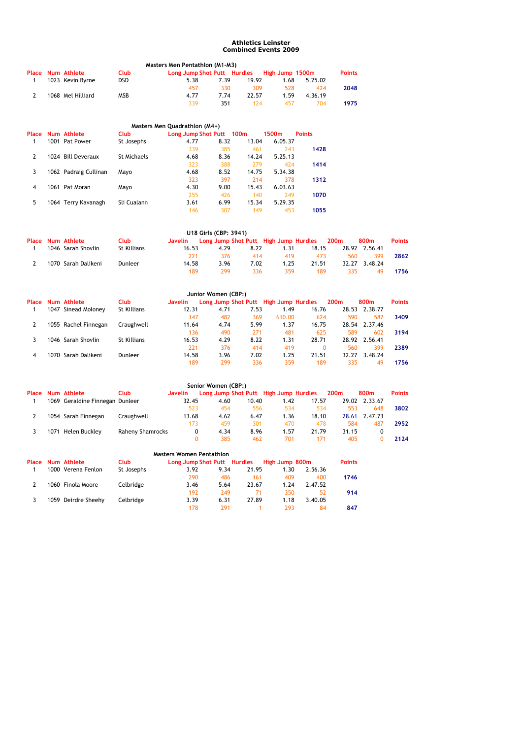# Athletics Leinster
## Combined Events 2009

### Masters Men Pentathlon (M1-M3)

| Place | Num | Athlete | Club | Long Jump | Shot Putt | Hurdles | High Jump | 1500m | Points |
|---|---|---|---|---|---|---|---|---|---|
| 1 | 1023 | Kevin Byrne | DSD | 5.38 | 7.39 | 19.92 | 1.68 | 5.25.02 | |
| | | | | 457 | 330 | 309 | 528 | 424 | 2048 |
| 2 | 1068 | Mel Hilliard | MSB | 4.77 | 7.74 | 22.57 | 1.59 | 4.36.19 | |
| | | | | 339 | 351 | 124 | 457 | 704 | 1975 |

### Masters Men Quadrathlon (M4+)

| Place | Num | Athlete | Club | Long Jump | Shot Putt | 100m | 1500m | Points |
|---|---|---|---|---|---|---|---|---|
| 1 | 1001 | Pat Power | St Josephs | 4.77 | 8.32 | 13.04 | 6.05.37 | |
| | | | | 339 | 385 | 461 | 243 | 1428 |
| 2 | 1024 | Bill Deveraux | St Michaels | 4.68 | 8.36 | 14.24 | 5.25.13 | |
| | | | | 323 | 388 | 279 | 424 | 1414 |
| 3 | 1062 | Padraig Cullinan | Mayo | 4.68 | 8.52 | 14.75 | 5.34.38 | |
| | | | | 323 | 397 | 214 | 378 | 1312 |
| 4 | 1061 | Pat Moran | Mayo | 4.30 | 9.00 | 15.43 | 6.03.63 | |
| | | | | 255 | 426 | 140 | 249 | 1070 |
| 5 | 1064 | Terry Kavanagh | Sli Cualann | 3.61 | 6.99 | 15.34 | 5.29.35 | |
| | | | | 146 | 307 | 149 | 453 | 1055 |

### U18 Girls (CBP: 3941)

| Place | Num | Athlete | Club | Javelin | Long Jump | Shot Putt | High Jump | Hurdles | 200m | 800m | Points |
|---|---|---|---|---|---|---|---|---|---|---|---|
| 1 | 1046 | Sarah Shovlin | St Killians | 16.53 | 4.29 | 8.22 | 1.31 | 18.15 | 28.92 | 2.56.41 | |
| | | | | 221 | 376 | 414 | 419 | 473 | 560 | 399 | 2862 |
| 2 | 1070 | Sarah Dalikeni | Dunleer | 14.58 | 3.96 | 7.02 | 1.25 | 21.51 | 32.27 | 3.48.24 | |
| | | | | 189 | 299 | 336 | 359 | 189 | 335 | 49 | 1756 |

### Junior Women (CBP:)

| Place | Num | Athlete | Club | Javelin | Long Jump | Shot Putt | High Jump | Hurdles | 200m | 800m | Points |
|---|---|---|---|---|---|---|---|---|---|---|---|
| 1 | 1047 | Sinead Moloney | St Killians | 12.31 | 4.71 | 7.53 | 1.49 | 16.76 | 28.53 | 2.38.77 | |
| | | | | 147 | 482 | 369 | 610.00 | 624 | 590 | 587 | 3409 |
| 2 | 1055 | Rachel Finnegan | Craughwell | 11.64 | 4.74 | 5.99 | 1.37 | 16.75 | 28.54 | 2.37.46 | |
| | | | | 136 | 490 | 271 | 481 | 625 | 589 | 602 | 3194 |
| 3 | 1046 | Sarah Shovlin | St Killians | 16.53 | 4.29 | 8.22 | 1.31 | 28.71 | 28.92 | 2.56.41 | |
| | | | | 221 | 376 | 414 | 419 | 0 | 560 | 399 | 2389 |
| 4 | 1070 | Sarah Dalikeni | Dunleer | 14.58 | 3.96 | 7.02 | 1.25 | 21.51 | 32.27 | 3.48.24 | |
| | | | | 189 | 299 | 336 | 359 | 189 | 335 | 49 | 1756 |

### Senior Women (CBP:)

| Place | Num | Athlete | Club | Javelin | Long Jump | Shot Putt | High Jump | Hurdles | 200m | 800m | Points |
|---|---|---|---|---|---|---|---|---|---|---|---|
| 1 | 1069 | Geraldine Finnegan | Dunleer | 32.45 | 4.60 | 10.40 | 1.42 | 17.57 | 29.02 | 2.33.67 | |
| | | | | 523 | 454 | 556 | 534 | 534 | 553 | 648 | 3802 |
| 2 | 1054 | Sarah Finnegan | Craughwell | 13.68 | 4.62 | 6.47 | 1.36 | 18.10 | 28.61 | 2.47.73 | |
| | | | | 173 | 459 | 301 | 470 | 478 | 584 | 487 | 2952 |
| 3 | 1071 | Helen Buckley | Raheny Shamrocks | 0 | 4.34 | 8.96 | 1.57 | 21.79 | 31.15 | 0 | |
| | | | | 0 | 385 | 462 | 701 | 171 | 405 | 0 | 2124 |

### Masters Women Pentathlon

| Place | Num | Athlete | Club | Long Jump | Shot Putt | Hurdles | High Jump | 800m | Points |
|---|---|---|---|---|---|---|---|---|---|
| 1 | 1000 | Verena Fenlon | St Josephs | 3.92 | 9.34 | 21.95 | 1.30 | 2.56.36 | |
| | | | | 290 | 486 | 161 | 409 | 400 | 1746 |
| 2 | 1060 | Finola Moore | Celbridge | 3.46 | 5.64 | 23.67 | 1.24 | 2.47.52 | |
| | | | | 192 | 249 | 71 | 350 | 52 | 914 |
| 3 | 1059 | Deirdre Sheehy | Celbridge | 3.39 | 6.31 | 27.89 | 1.18 | 3.40.05 | |
| | | | | 178 | 291 | 1 | 293 | 84 | 847 |